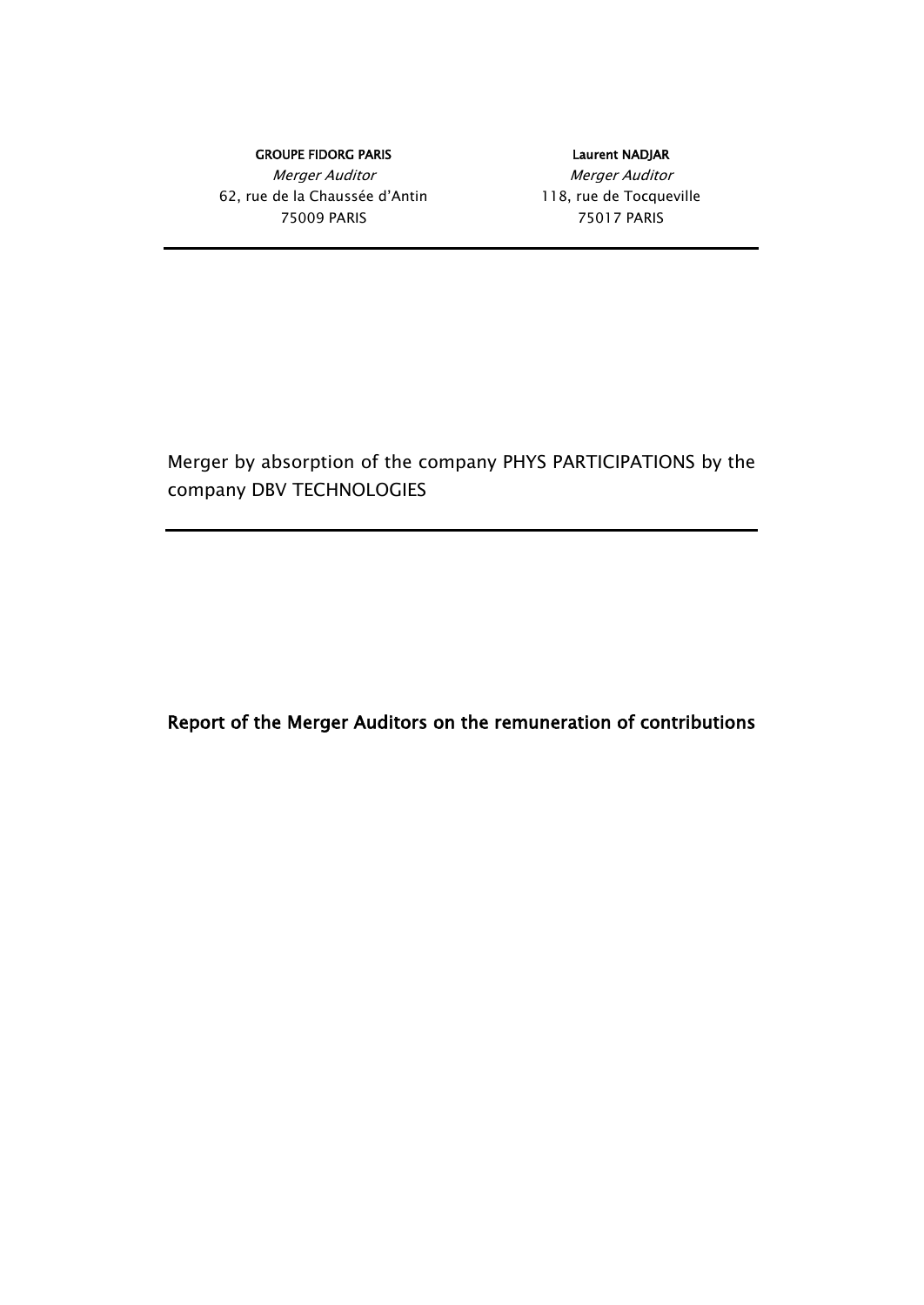| **GROUPE FIDORG PARIS** | **Laurent NADJAR** |
| --- | --- |
| *Merger Auditor* | *Merger Auditor* |
| 62, rue de la Chaussée d'Antin | 118, rue de Tocqueville |
| 75009 PARIS | 75017 PARIS |

---

Merger by absorption of the company PHYS PARTICIPATIONS by the company DBV TECHNOLOGIES

---

## Report of the Merger Auditors on the remuneration of contributions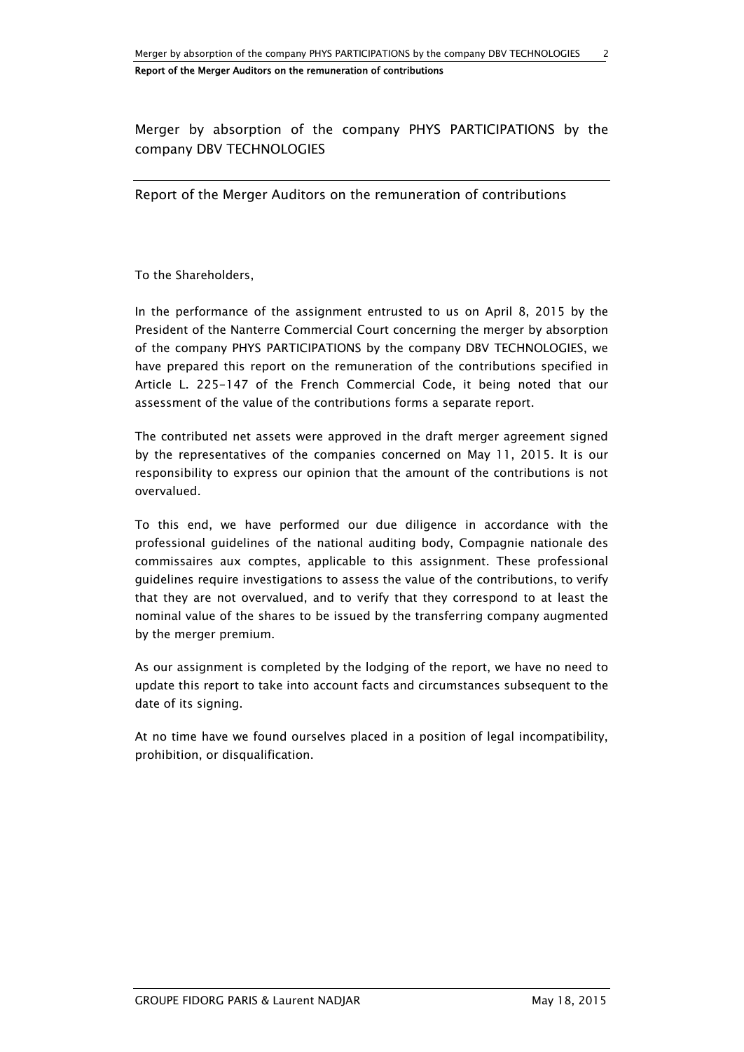## Merger by absorption of the company PHYS PARTICIPATIONS by the company DBV TECHNOLOGIES

---

## Report of the Merger Auditors on the remuneration of contributions

To the Shareholders,

In the performance of the assignment entrusted to us on April 8, 2015 by the President of the Nanterre Commercial Court concerning the merger by absorption of the company PHYS PARTICIPATIONS by the company DBV TECHNOLOGIES, we have prepared this report on the remuneration of the contributions specified in Article L. 225-147 of the French Commercial Code, it being noted that our assessment of the value of the contributions forms a separate report.

The contributed net assets were approved in the draft merger agreement signed by the representatives of the companies concerned on May 11, 2015. It is our responsibility to express our opinion that the amount of the contributions is not overvalued.

To this end, we have performed our due diligence in accordance with the professional guidelines of the national auditing body, Compagnie nationale des commissaires aux comptes, applicable to this assignment. These professional guidelines require investigations to assess the value of the contributions, to verify that they are not overvalued, and to verify that they correspond to at least the nominal value of the shares to be issued by the transferring company augmented by the merger premium.

As our assignment is completed by the lodging of the report, we have no need to update this report to take into account facts and circumstances subsequent to the date of its signing.

At no time have we found ourselves placed in a position of legal incompatibility, prohibition, or disqualification.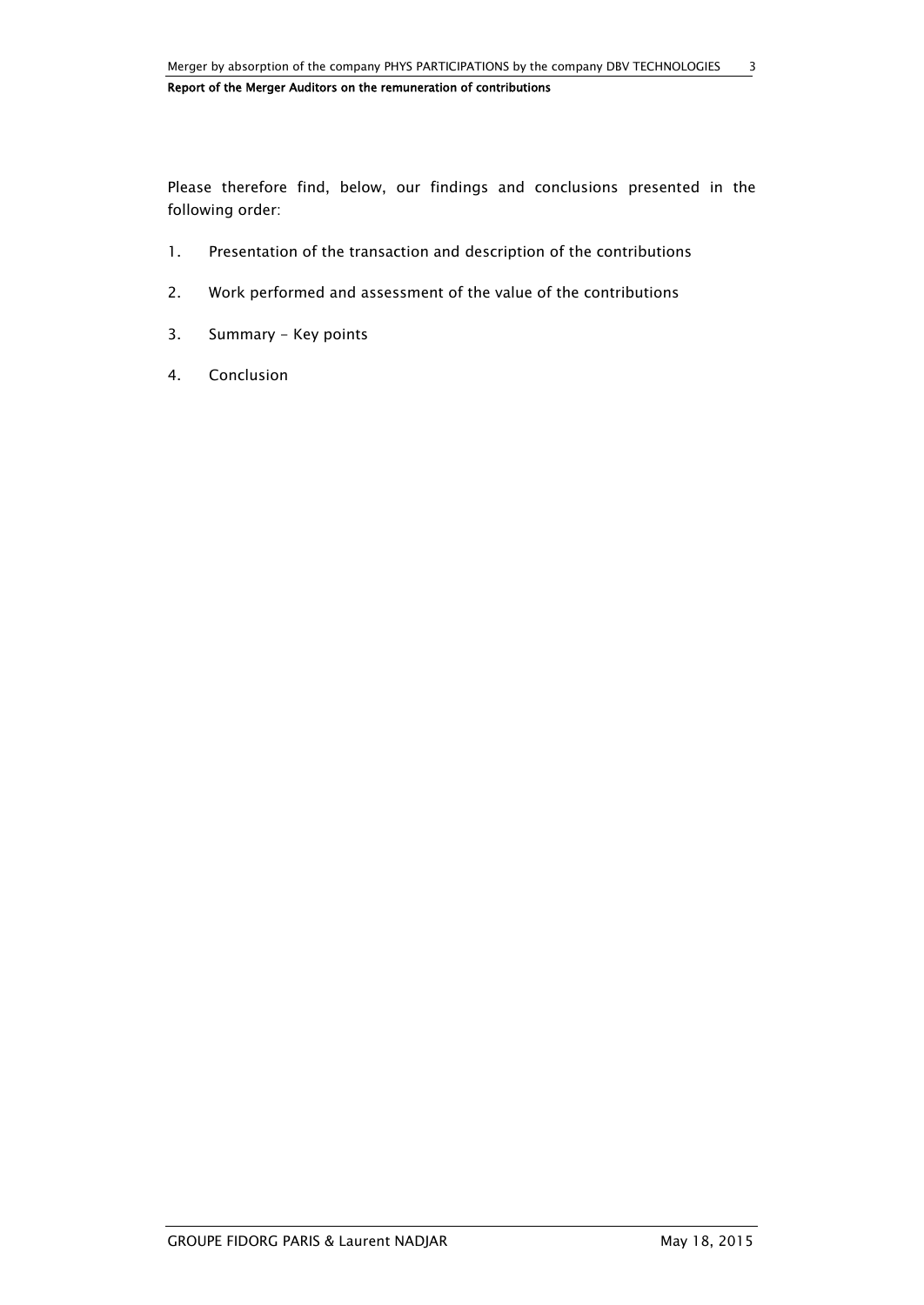Please therefore find, below, our findings and conclusions presented in the following order:

1. Presentation of the transaction and description of the contributions
2. Work performed and assessment of the value of the contributions
3. Summary - Key points
4. Conclusion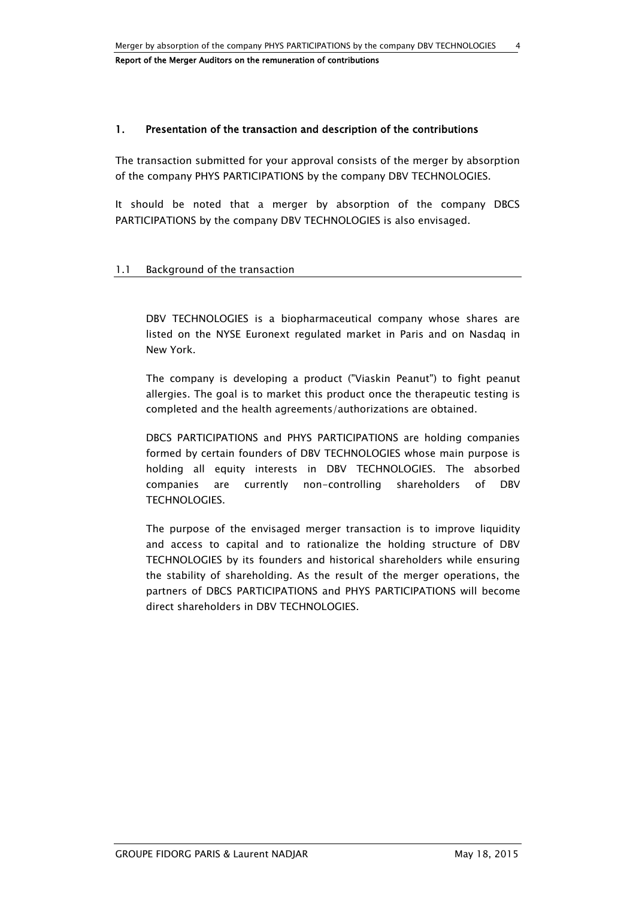## 1. Presentation of the transaction and description of the contributions

The transaction submitted for your approval consists of the merger by absorption of the company PHYS PARTICIPATIONS by the company DBV TECHNOLOGIES.

It should be noted that a merger by absorption of the company DBCS PARTICIPATIONS by the company DBV TECHNOLOGIES is also envisaged.

### 1.1 Background of the transaction

DBV TECHNOLOGIES is a biopharmaceutical company whose shares are listed on the NYSE Euronext regulated market in Paris and on Nasdaq in New York.

The company is developing a product ("Viaskin Peanut") to fight peanut allergies. The goal is to market this product once the therapeutic testing is completed and the health agreements/authorizations are obtained.

DBCS PARTICIPATIONS and PHYS PARTICIPATIONS are holding companies formed by certain founders of DBV TECHNOLOGIES whose main purpose is holding all equity interests in DBV TECHNOLOGIES. The absorbed companies are currently non-controlling shareholders of DBV TECHNOLOGIES.

The purpose of the envisaged merger transaction is to improve liquidity and access to capital and to rationalize the holding structure of DBV TECHNOLOGIES by its founders and historical shareholders while ensuring the stability of shareholding. As the result of the merger operations, the partners of DBCS PARTICIPATIONS and PHYS PARTICIPATIONS will become direct shareholders in DBV TECHNOLOGIES.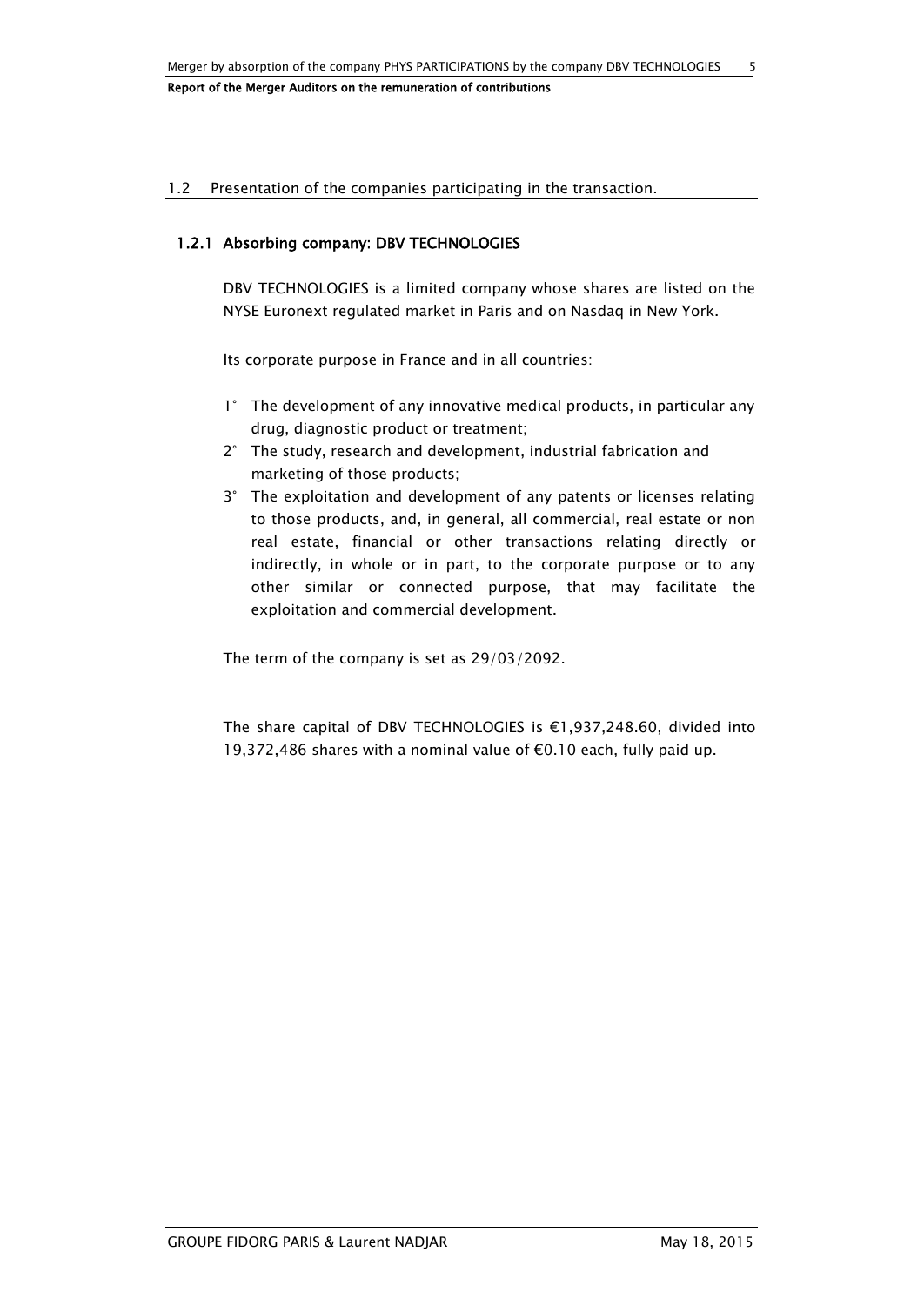## 1.2 Presentation of the companies participating in the transaction.

### 1.2.1 Absorbing company: DBV TECHNOLOGIES

DBV TECHNOLOGIES is a limited company whose shares are listed on the NYSE Euronext regulated market in Paris and on Nasdaq in New York.

Its corporate purpose in France and in all countries:

1° The development of any innovative medical products, in particular any drug, diagnostic product or treatment;

2° The study, research and development, industrial fabrication and marketing of those products;

3° The exploitation and development of any patents or licenses relating to those products, and, in general, all commercial, real estate or non real estate, financial or other transactions relating directly or indirectly, in whole or in part, to the corporate purpose or to any other similar or connected purpose, that may facilitate the exploitation and commercial development.

The term of the company is set as 29/03/2092.

The share capital of DBV TECHNOLOGIES is €1,937,248.60, divided into 19,372,486 shares with a nominal value of €0.10 each, fully paid up.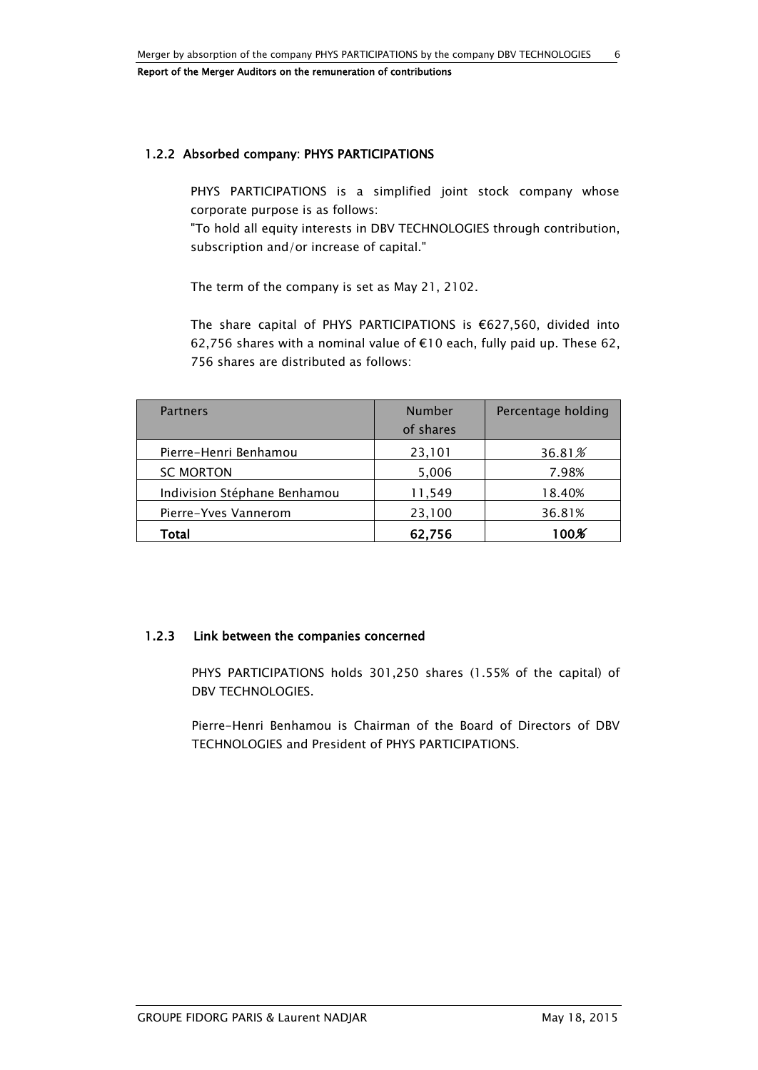### 1.2.2 Absorbed company: PHYS PARTICIPATIONS

PHYS PARTICIPATIONS is a simplified joint stock company whose corporate purpose is as follows:
"To hold all equity interests in DBV TECHNOLOGIES through contribution, subscription and/or increase of capital."

The term of the company is set as May 21, 2102.

The share capital of PHYS PARTICIPATIONS is €627,560, divided into 62,756 shares with a nominal value of €10 each, fully paid up. These 62, 756 shares are distributed as follows:

| Partners | Number of shares | Percentage holding |
|---|---|---|
| Pierre-Henri Benhamou | 23,101 | 36.81% |
| SC MORTON | 5,006 | 7.98% |
| Indivision Stéphane Benhamou | 11,549 | 18.40% |
| Pierre-Yves Vannerom | 23,100 | 36.81% |
| **Total** | **62,756** | **100%** |

### 1.2.3 Link between the companies concerned

PHYS PARTICIPATIONS holds 301,250 shares (1.55% of the capital) of DBV TECHNOLOGIES.

Pierre-Henri Benhamou is Chairman of the Board of Directors of DBV TECHNOLOGIES and President of PHYS PARTICIPATIONS.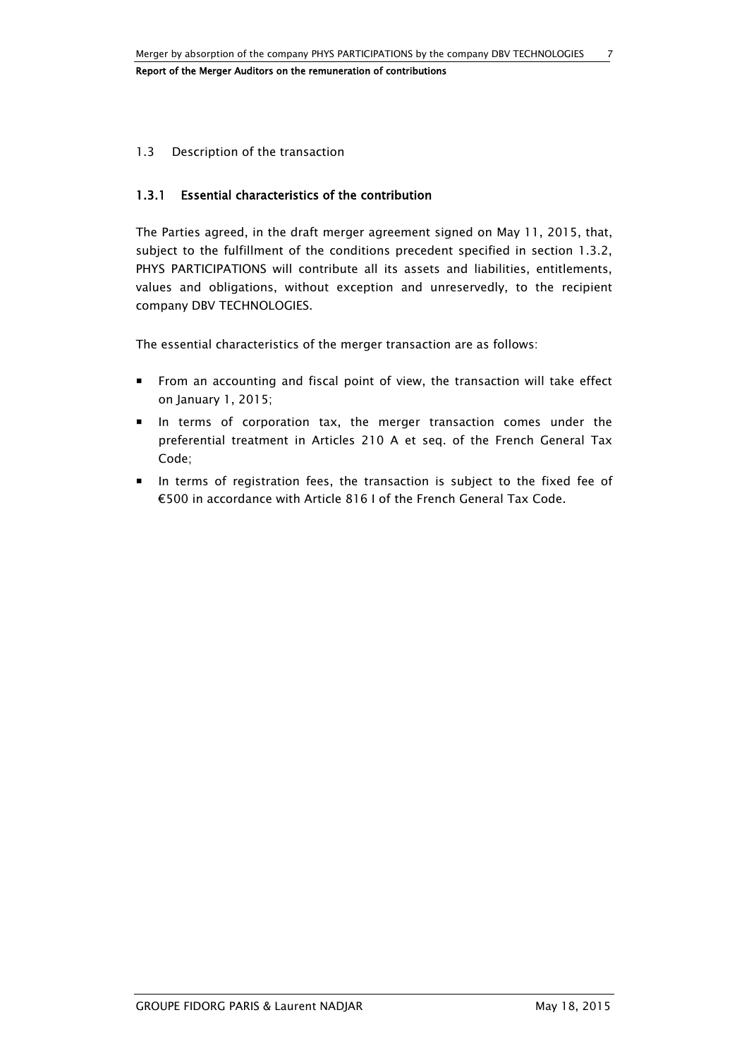## 1.3 Description of the transaction

### 1.3.1 Essential characteristics of the contribution

The Parties agreed, in the draft merger agreement signed on May 11, 2015, that, subject to the fulfillment of the conditions precedent specified in section 1.3.2, PHYS PARTICIPATIONS will contribute all its assets and liabilities, entitlements, values and obligations, without exception and unreservedly, to the recipient company DBV TECHNOLOGIES.

The essential characteristics of the merger transaction are as follows:

- From an accounting and fiscal point of view, the transaction will take effect on January 1, 2015;
- In terms of corporation tax, the merger transaction comes under the preferential treatment in Articles 210 A et seq. of the French General Tax Code;
- In terms of registration fees, the transaction is subject to the fixed fee of €500 in accordance with Article 816 I of the French General Tax Code.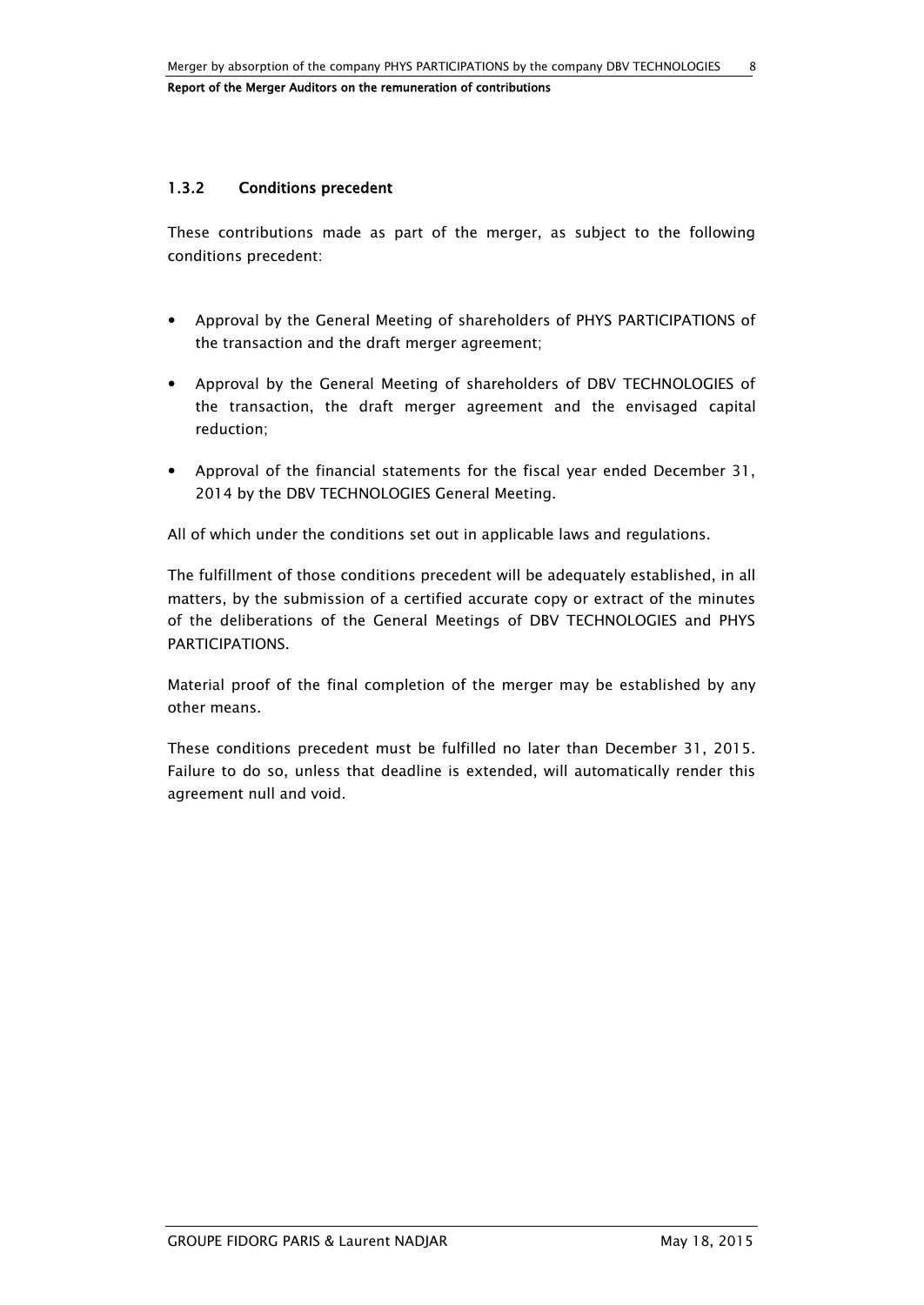### 1.3.2 Conditions precedent

These contributions made as part of the merger, as subject to the following conditions precedent:

- Approval by the General Meeting of shareholders of PHYS PARTICIPATIONS of the transaction and the draft merger agreement;
- Approval by the General Meeting of shareholders of DBV TECHNOLOGIES of the transaction, the draft merger agreement and the envisaged capital reduction;
- Approval of the financial statements for the fiscal year ended December 31, 2014 by the DBV TECHNOLOGIES General Meeting.

All of which under the conditions set out in applicable laws and regulations.

The fulfillment of those conditions precedent will be adequately established, in all matters, by the submission of a certified accurate copy or extract of the minutes of the deliberations of the General Meetings of DBV TECHNOLOGIES and PHYS PARTICIPATIONS.

Material proof of the final completion of the merger may be established by any other means.

These conditions precedent must be fulfilled no later than December 31, 2015. Failure to do so, unless that deadline is extended, will automatically render this agreement null and void.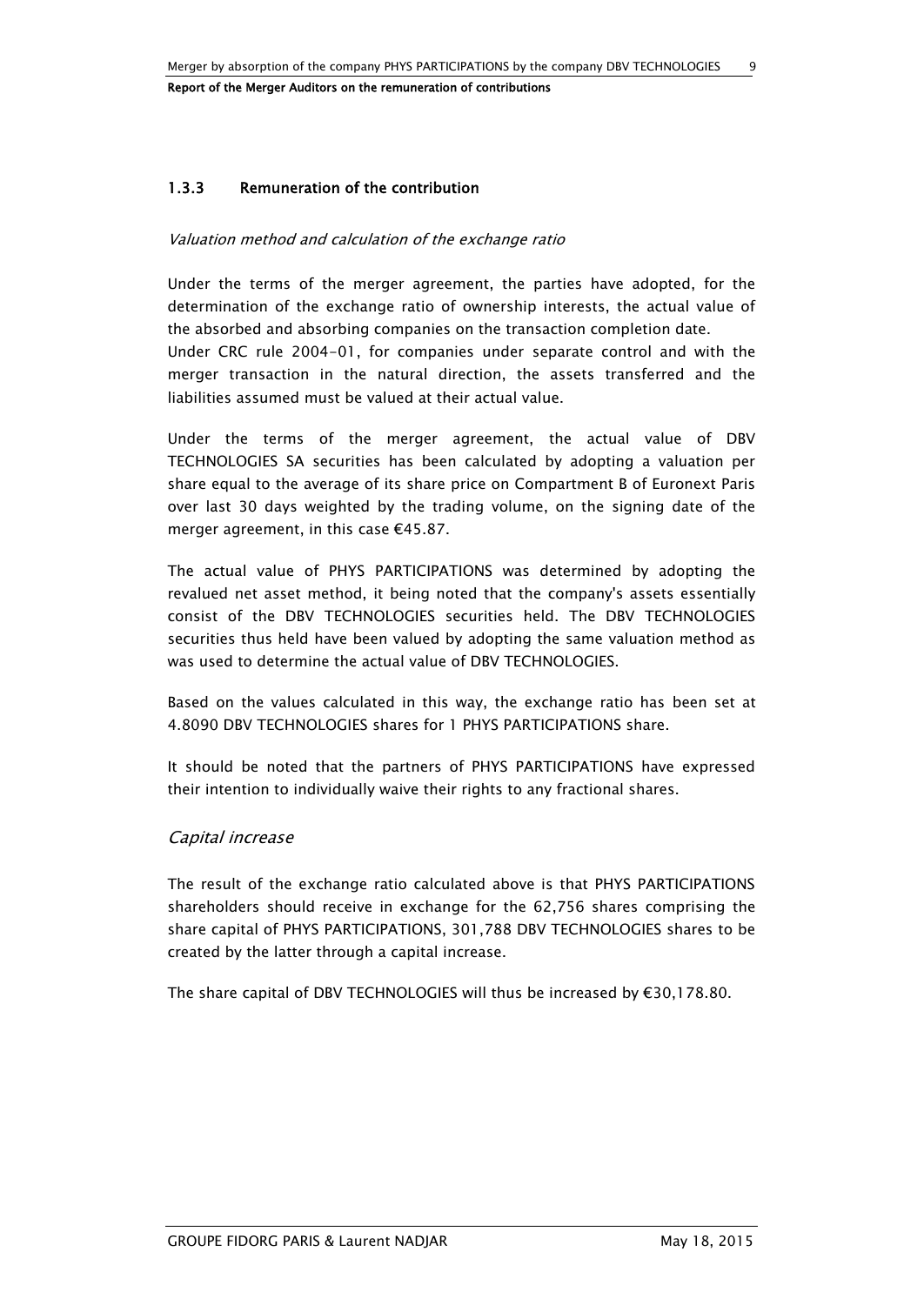### 1.3.3 Remuneration of the contribution

*Valuation method and calculation of the exchange ratio*

Under the terms of the merger agreement, the parties have adopted, for the determination of the exchange ratio of ownership interests, the actual value of the absorbed and absorbing companies on the transaction completion date.
Under CRC rule 2004-01, for companies under separate control and with the merger transaction in the natural direction, the assets transferred and the liabilities assumed must be valued at their actual value.

Under the terms of the merger agreement, the actual value of DBV TECHNOLOGIES SA securities has been calculated by adopting a valuation per share equal to the average of its share price on Compartment B of Euronext Paris over last 30 days weighted by the trading volume, on the signing date of the merger agreement, in this case €45.87.

The actual value of PHYS PARTICIPATIONS was determined by adopting the revalued net asset method, it being noted that the company's assets essentially consist of the DBV TECHNOLOGIES securities held. The DBV TECHNOLOGIES securities thus held have been valued by adopting the same valuation method as was used to determine the actual value of DBV TECHNOLOGIES.

Based on the values calculated in this way, the exchange ratio has been set at 4.8090 DBV TECHNOLOGIES shares for 1 PHYS PARTICIPATIONS share.

It should be noted that the partners of PHYS PARTICIPATIONS have expressed their intention to individually waive their rights to any fractional shares.

*Capital increase*

The result of the exchange ratio calculated above is that PHYS PARTICIPATIONS shareholders should receive in exchange for the 62,756 shares comprising the share capital of PHYS PARTICIPATIONS, 301,788 DBV TECHNOLOGIES shares to be created by the latter through a capital increase.

The share capital of DBV TECHNOLOGIES will thus be increased by €30,178.80.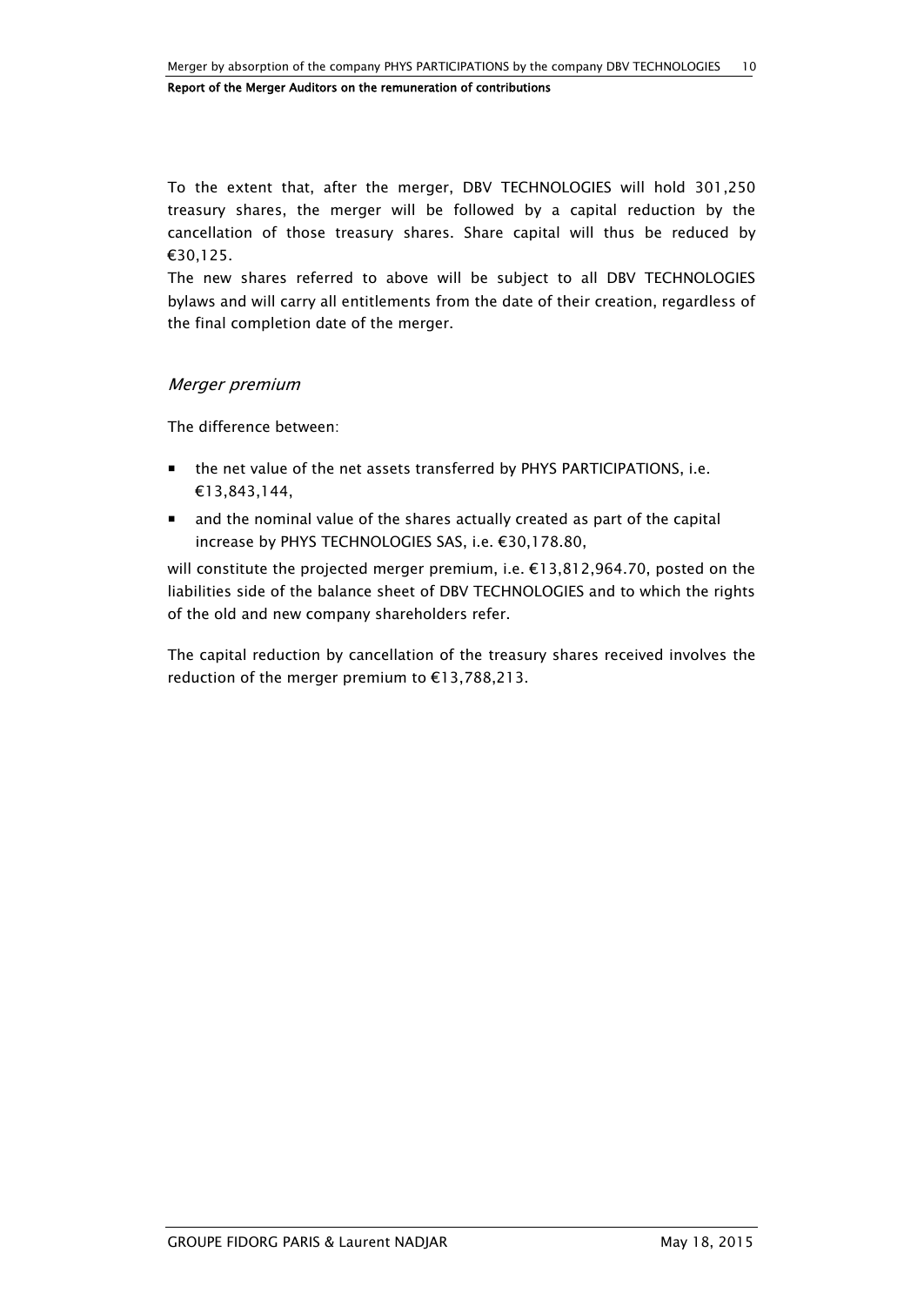To the extent that, after the merger, DBV TECHNOLOGIES will hold 301,250 treasury shares, the merger will be followed by a capital reduction by the cancellation of those treasury shares. Share capital will thus be reduced by €30,125.

The new shares referred to above will be subject to all DBV TECHNOLOGIES bylaws and will carry all entitlements from the date of their creation, regardless of the final completion date of the merger.

*Merger premium*

The difference between:

- the net value of the net assets transferred by PHYS PARTICIPATIONS, i.e. €13,843,144,
- and the nominal value of the shares actually created as part of the capital increase by PHYS TECHNOLOGIES SAS, i.e. €30,178.80,

will constitute the projected merger premium, i.e. €13,812,964.70, posted on the liabilities side of the balance sheet of DBV TECHNOLOGIES and to which the rights of the old and new company shareholders refer.

The capital reduction by cancellation of the treasury shares received involves the reduction of the merger premium to €13,788,213.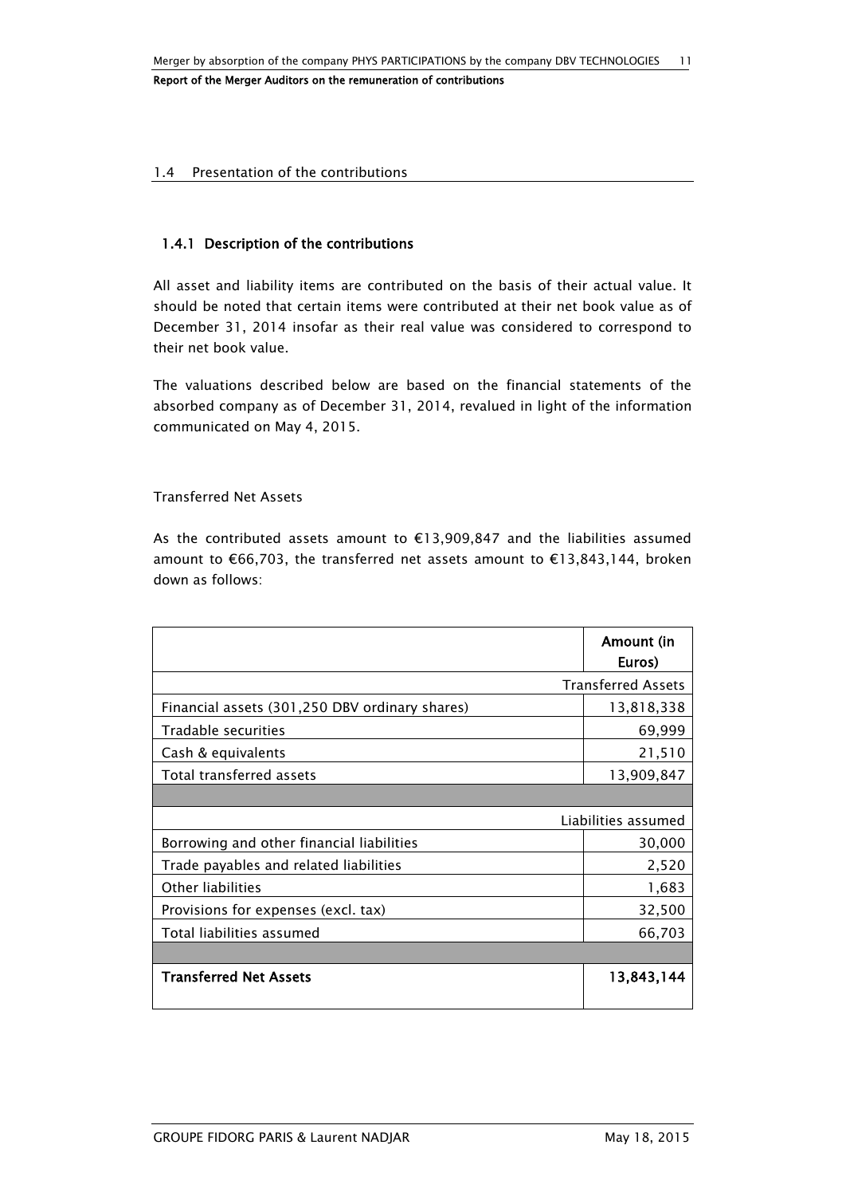## 1.4 Presentation of the contributions

### 1.4.1 Description of the contributions

All asset and liability items are contributed on the basis of their actual value. It should be noted that certain items were contributed at their net book value as of December 31, 2014 insofar as their real value was considered to correspond to their net book value.

The valuations described below are based on the financial statements of the absorbed company as of December 31, 2014, revalued in light of the information communicated on May 4, 2015.

Transferred Net Assets

As the contributed assets amount to €13,909,847 and the liabilities assumed amount to €66,703, the transferred net assets amount to €13,843,144, broken down as follows:

| | **Amount (in Euros)** |
|---|---|
| | Transferred Assets |
| Financial assets (301,250 DBV ordinary shares) | 13,818,338 |
| Tradable securities | 69,999 |
| Cash & equivalents | 21,510 |
| Total transferred assets | 13,909,847 |
| | |
| | Liabilities assumed |
| Borrowing and other financial liabilities | 30,000 |
| Trade payables and related liabilities | 2,520 |
| Other liabilities | 1,683 |
| Provisions for expenses (excl. tax) | 32,500 |
| Total liabilities assumed | 66,703 |
| | |
| **Transferred Net Assets** | **13,843,144** |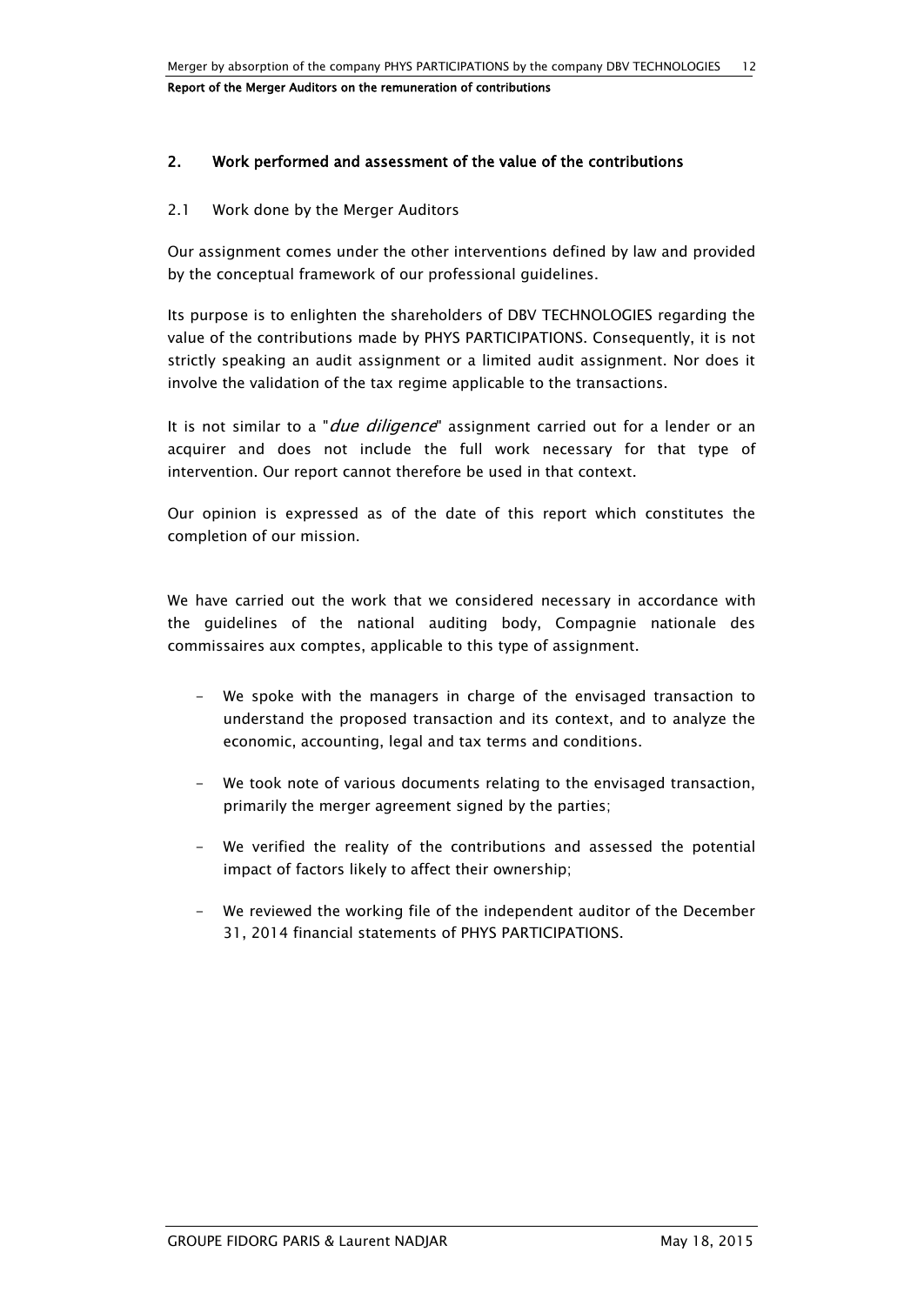## 2. Work performed and assessment of the value of the contributions

### 2.1 Work done by the Merger Auditors

Our assignment comes under the other interventions defined by law and provided by the conceptual framework of our professional guidelines.

Its purpose is to enlighten the shareholders of DBV TECHNOLOGIES regarding the value of the contributions made by PHYS PARTICIPATIONS. Consequently, it is not strictly speaking an audit assignment or a limited audit assignment. Nor does it involve the validation of the tax regime applicable to the transactions.

It is not similar to a "*due diligence*" assignment carried out for a lender or an acquirer and does not include the full work necessary for that type of intervention. Our report cannot therefore be used in that context.

Our opinion is expressed as of the date of this report which constitutes the completion of our mission.

We have carried out the work that we considered necessary in accordance with the guidelines of the national auditing body, Compagnie nationale des commissaires aux comptes, applicable to this type of assignment.

- We spoke with the managers in charge of the envisaged transaction to understand the proposed transaction and its context, and to analyze the economic, accounting, legal and tax terms and conditions.
- We took note of various documents relating to the envisaged transaction, primarily the merger agreement signed by the parties;
- We verified the reality of the contributions and assessed the potential impact of factors likely to affect their ownership;
- We reviewed the working file of the independent auditor of the December 31, 2014 financial statements of PHYS PARTICIPATIONS.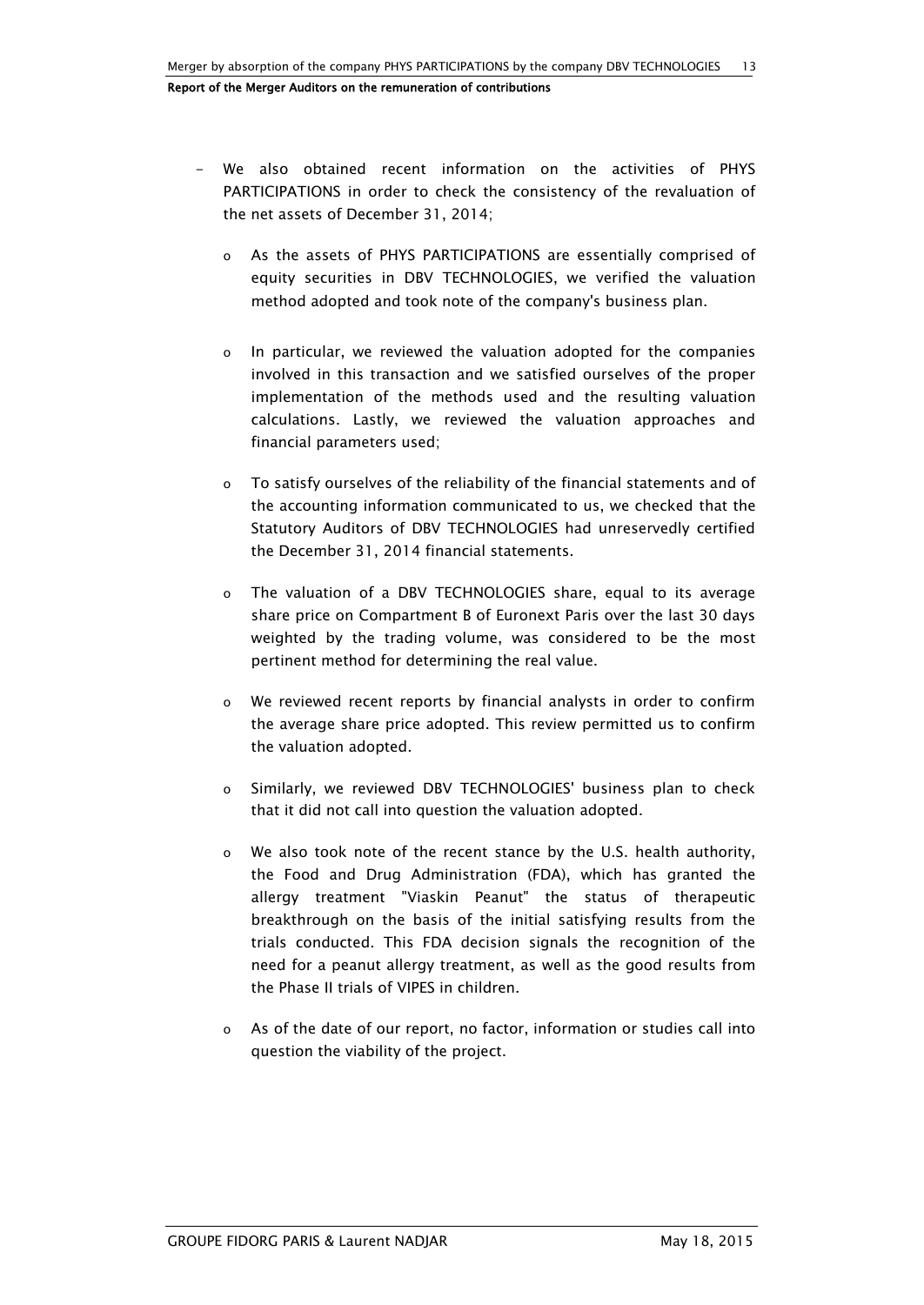- We also obtained recent information on the activities of PHYS PARTICIPATIONS in order to check the consistency of the revaluation of the net assets of December 31, 2014;
  - As the assets of PHYS PARTICIPATIONS are essentially comprised of equity securities in DBV TECHNOLOGIES, we verified the valuation method adopted and took note of the company's business plan.
  - In particular, we reviewed the valuation adopted for the companies involved in this transaction and we satisfied ourselves of the proper implementation of the methods used and the resulting valuation calculations. Lastly, we reviewed the valuation approaches and financial parameters used;
  - To satisfy ourselves of the reliability of the financial statements and of the accounting information communicated to us, we checked that the Statutory Auditors of DBV TECHNOLOGIES had unreservedly certified the December 31, 2014 financial statements.
  - The valuation of a DBV TECHNOLOGIES share, equal to its average share price on Compartment B of Euronext Paris over the last 30 days weighted by the trading volume, was considered to be the most pertinent method for determining the real value.
  - We reviewed recent reports by financial analysts in order to confirm the average share price adopted. This review permitted us to confirm the valuation adopted.
  - Similarly, we reviewed DBV TECHNOLOGIES' business plan to check that it did not call into question the valuation adopted.
  - We also took note of the recent stance by the U.S. health authority, the Food and Drug Administration (FDA), which has granted the allergy treatment "Viaskin Peanut" the status of therapeutic breakthrough on the basis of the initial satisfying results from the trials conducted. This FDA decision signals the recognition of the need for a peanut allergy treatment, as well as the good results from the Phase II trials of VIPES in children.
  - As of the date of our report, no factor, information or studies call into question the viability of the project.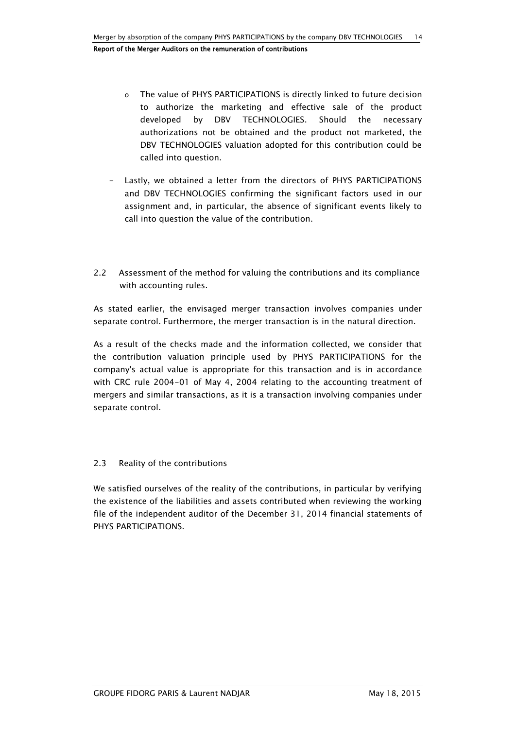- The value of PHYS PARTICIPATIONS is directly linked to future decision to authorize the marketing and effective sale of the product developed by DBV TECHNOLOGIES. Should the necessary authorizations not be obtained and the product not marketed, the DBV TECHNOLOGIES valuation adopted for this contribution could be called into question.

- Lastly, we obtained a letter from the directors of PHYS PARTICIPATIONS and DBV TECHNOLOGIES confirming the significant factors used in our assignment and, in particular, the absence of significant events likely to call into question the value of the contribution.

### 2.2 Assessment of the method for valuing the contributions and its compliance with accounting rules.

As stated earlier, the envisaged merger transaction involves companies under separate control. Furthermore, the merger transaction is in the natural direction.

As a result of the checks made and the information collected, we consider that the contribution valuation principle used by PHYS PARTICIPATIONS for the company's actual value is appropriate for this transaction and is in accordance with CRC rule 2004-01 of May 4, 2004 relating to the accounting treatment of mergers and similar transactions, as it is a transaction involving companies under separate control.

### 2.3 Reality of the contributions

We satisfied ourselves of the reality of the contributions, in particular by verifying the existence of the liabilities and assets contributed when reviewing the working file of the independent auditor of the December 31, 2014 financial statements of PHYS PARTICIPATIONS.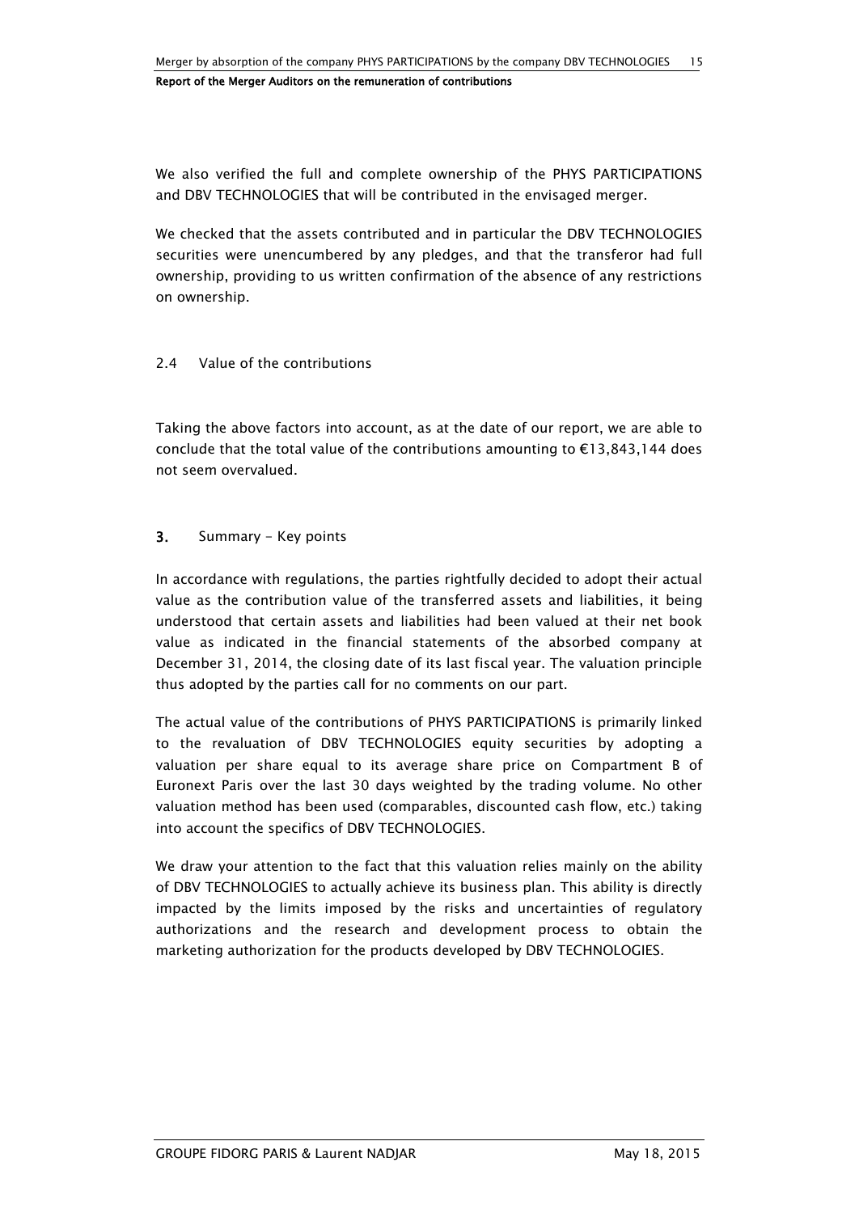We also verified the full and complete ownership of the PHYS PARTICIPATIONS and DBV TECHNOLOGIES that will be contributed in the envisaged merger.

We checked that the assets contributed and in particular the DBV TECHNOLOGIES securities were unencumbered by any pledges, and that the transferor had full ownership, providing to us written confirmation of the absence of any restrictions on ownership.

### 2.4 Value of the contributions

Taking the above factors into account, as at the date of our report, we are able to conclude that the total value of the contributions amounting to €13,843,144 does not seem overvalued.

## 3. Summary - Key points

In accordance with regulations, the parties rightfully decided to adopt their actual value as the contribution value of the transferred assets and liabilities, it being understood that certain assets and liabilities had been valued at their net book value as indicated in the financial statements of the absorbed company at December 31, 2014, the closing date of its last fiscal year. The valuation principle thus adopted by the parties call for no comments on our part.

The actual value of the contributions of PHYS PARTICIPATIONS is primarily linked to the revaluation of DBV TECHNOLOGIES equity securities by adopting a valuation per share equal to its average share price on Compartment B of Euronext Paris over the last 30 days weighted by the trading volume. No other valuation method has been used (comparables, discounted cash flow, etc.) taking into account the specifics of DBV TECHNOLOGIES.

We draw your attention to the fact that this valuation relies mainly on the ability of DBV TECHNOLOGIES to actually achieve its business plan. This ability is directly impacted by the limits imposed by the risks and uncertainties of regulatory authorizations and the research and development process to obtain the marketing authorization for the products developed by DBV TECHNOLOGIES.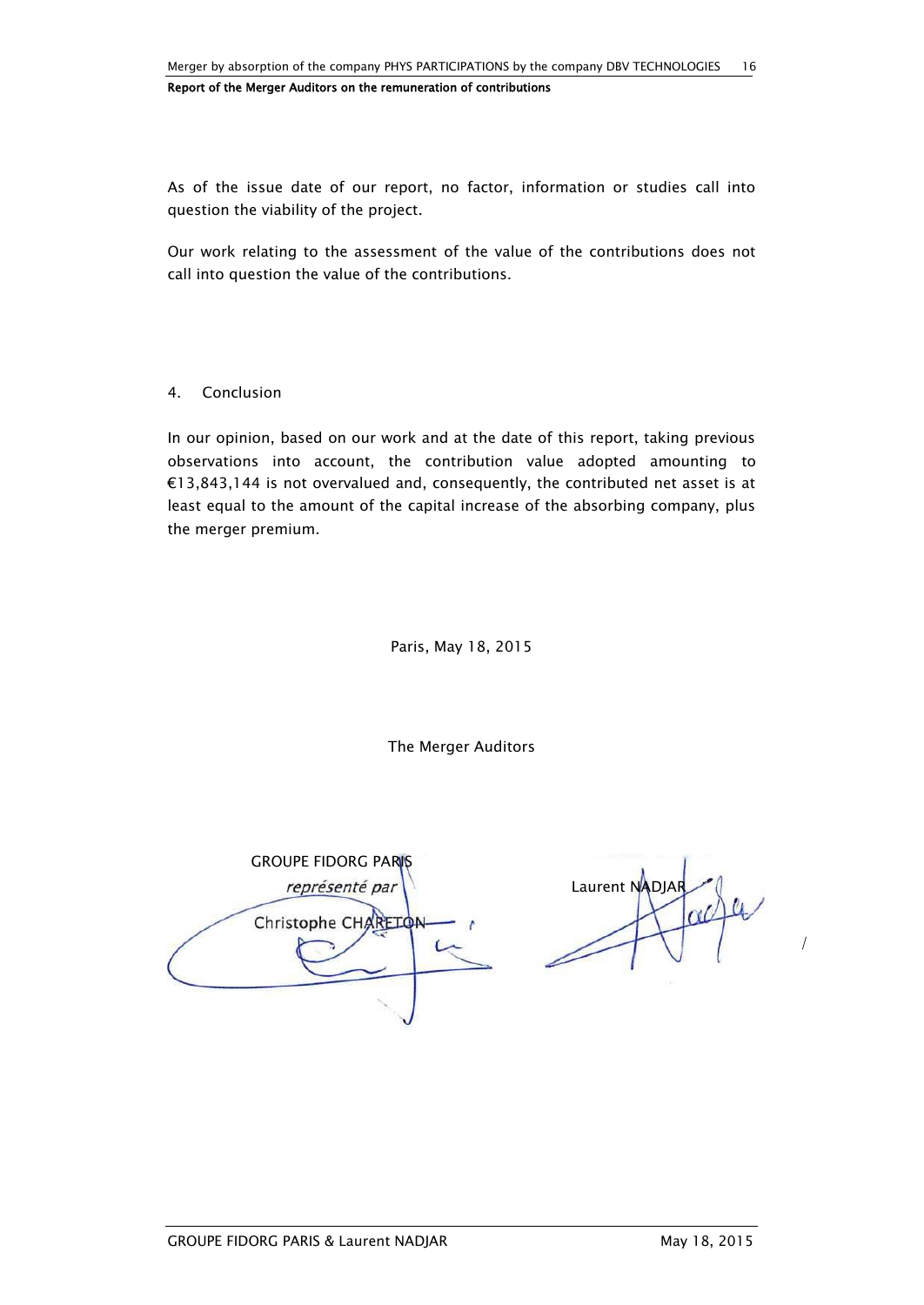As of the issue date of our report, no factor, information or studies call into question the viability of the project.

Our work relating to the assessment of the value of the contributions does not call into question the value of the contributions.

## 4. Conclusion

In our opinion, based on our work and at the date of this report, taking previous observations into account, the contribution value adopted amounting to €13,843,144 is not overvalued and, consequently, the contributed net asset is at least equal to the amount of the capital increase of the absorbing company, plus the merger premium.

Paris, May 18, 2015

The Merger Auditors

GROUPE FIDORG PARIS
*représenté par*
Christophe CHARETON

Laurent NADJAR